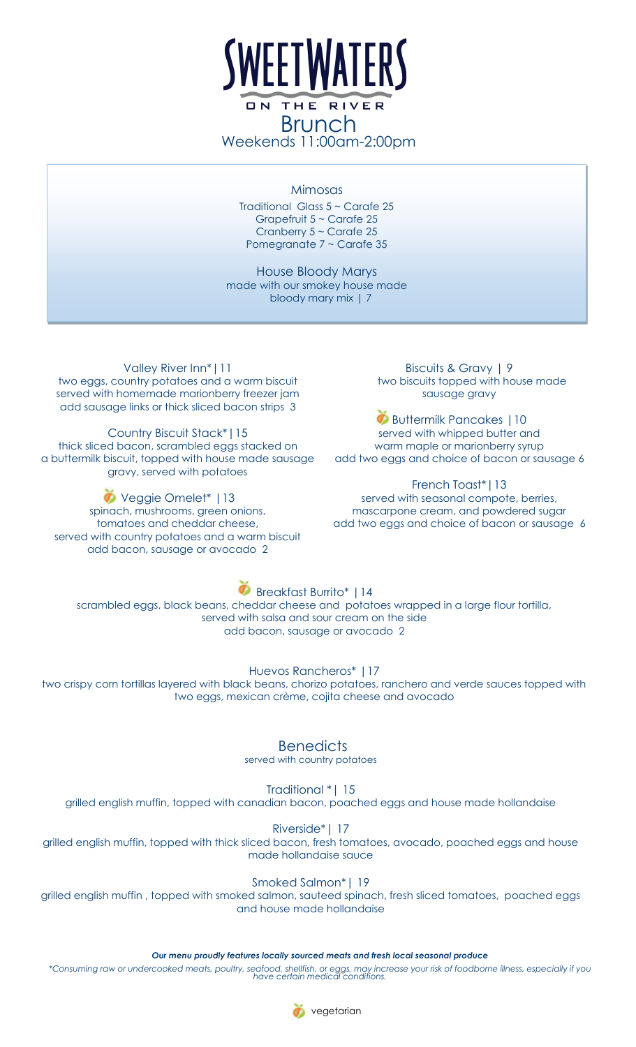# SWEETWATERS

ON THE RIVER

## Brunch

Weekends 11:00am-2:00pm

### Mimosas

Traditional Glass 5 ~ Carafe 25
Grapefruit 5 ~ Carafe 25
Cranberry 5 ~ Carafe 25
Pomegranate 7 ~ Carafe 35

### House Bloody Marys

made with our smokey house made bloody mary mix | 7

---

**Valley River Inn*|11**
two eggs, country potatoes and a warm biscuit served with homemade marionberry freezer jam
add sausage links or thick sliced bacon strips 3

**Country Biscuit Stack*|15**
thick sliced bacon, scrambled eggs stacked on a buttermilk biscuit, topped with house made sausage gravy, served with potatoes

**Veggie Omelet* |13** (vegetarian)
spinach, mushrooms, green onions, tomatoes and cheddar cheese, served with country potatoes and a warm biscuit
add bacon, sausage or avocado 2

**Biscuits & Gravy | 9**
two biscuits topped with house made sausage gravy

**Buttermilk Pancakes |10** (vegetarian)
served with whipped butter and warm maple or marionberry syrup
add two eggs and choice of bacon or sausage 6

**French Toast*|13**
served with seasonal compote, berries, mascarpone cream, and powdered sugar
add two eggs and choice of bacon or sausage 6

**Breakfast Burrito* |14** (vegetarian)
scrambled eggs, black beans, cheddar cheese and potatoes wrapped in a large flour tortilla, served with salsa and sour cream on the side
add bacon, sausage or avocado 2

**Huevos Rancheros* |17**
two crispy corn tortillas layered with black beans, chorizo potatoes, ranchero and verde sauces topped with two eggs, mexican crème, cojita cheese and avocado

### Benedicts

served with country potatoes

**Traditional *| 15**
grilled english muffin, topped with canadian bacon, poached eggs and house made hollandaise

**Riverside*| 17**
grilled english muffin, topped with thick sliced bacon, fresh tomatoes, avocado, poached eggs and house made hollandaise sauce

**Smoked Salmon*| 19**
grilled english muffin , topped with smoked salmon, sauteed spinach, fresh sliced tomatoes, poached eggs and house made hollandaise

***Our menu proudly features locally sourced meats and fresh local seasonal produce***

*\*Consuming raw or undercooked meats, poultry, seafood, shellfish, or eggs, may increase your risk of foodborne illness, especially if you have certain medical conditions.*

vegetarian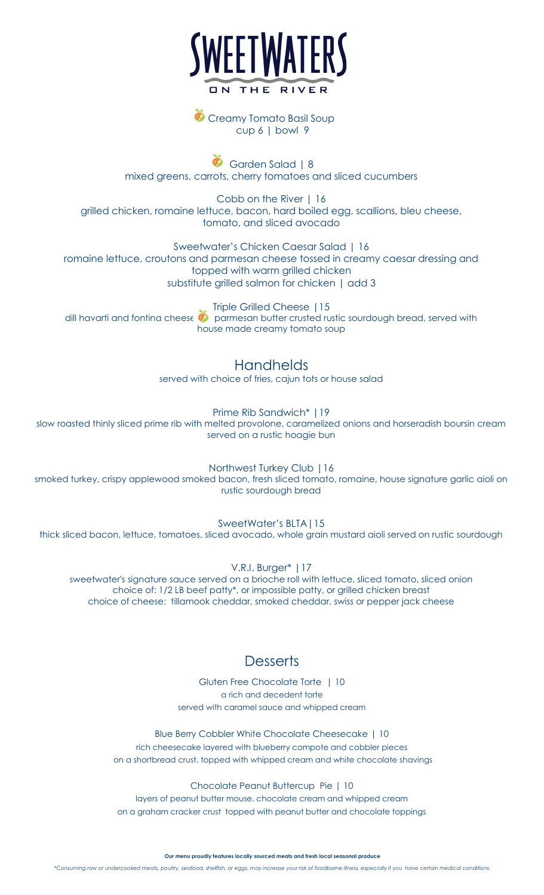# SWEETWATERS

ON THE RIVER

Creamy Tomato Basil Soup
cup 6 | bowl 9

Garden Salad | 8
mixed greens, carrots, cherry tomatoes and sliced cucumbers

Cobb on the River | 16
grilled chicken, romaine lettuce, bacon, hard boiled egg, scallions, bleu cheese, tomato, and sliced avocado

Sweetwater's Chicken Caesar Salad | 16
romaine lettuce, croutons and parmesan cheese tossed in creamy caesar dressing and topped with warm grilled chicken
substitute grilled salmon for chicken | add 3

Triple Grilled Cheese |15
dill havarti and fontina cheese parmesan butter crusted rustic sourdough bread, served with house made creamy tomato soup

## Handhelds

served with choice of fries, cajun tots or house salad

Prime Rib Sandwich* |19
slow roasted thinly sliced prime rib with melted provolone, caramelized onions and horseradish boursin cream served on a rustic hoagie bun

Northwest Turkey Club |16
smoked turkey, crispy applewood smoked bacon, fresh sliced tomato, romaine, house signature garlic aioli on rustic sourdough bread

SweetWater's BLTA|15
thick sliced bacon, lettuce, tomatoes, sliced avocado, whole grain mustard aioli served on rustic sourdough

V.R.I. Burger* |17
sweetwater's signature sauce served on a brioche roll with lettuce, sliced tomato, sliced onion
choice of: 1/2 LB beef patty*, or impossible patty, or grilled chicken breast
choice of cheese: tillamook cheddar, smoked cheddar, swiss or pepper jack cheese

## Desserts

Gluten Free Chocolate Torte | 10
a rich and decedent torte
served with caramel sauce and whipped cream

Blue Berry Cobbler White Chocolate Cheesecake | 10
rich cheesecake layered with blueberry compote and cobbler pieces
on a shortbread crust, topped with whipped cream and white chocolate shavings

Chocolate Peanut Buttercup Pie | 10
layers of peanut butter mouse, chocolate cream and whipped cream
on a graham cracker crust topped with peanut butter and chocolate toppings

**Our menu proudly features locally sourced meats and fresh local seasonal produce**

*\*Consuming raw or undercooked meats, poultry, seafood, shellfish, or eggs, may increase your risk of foodborne illness, especially if you have certain medical conditions.*